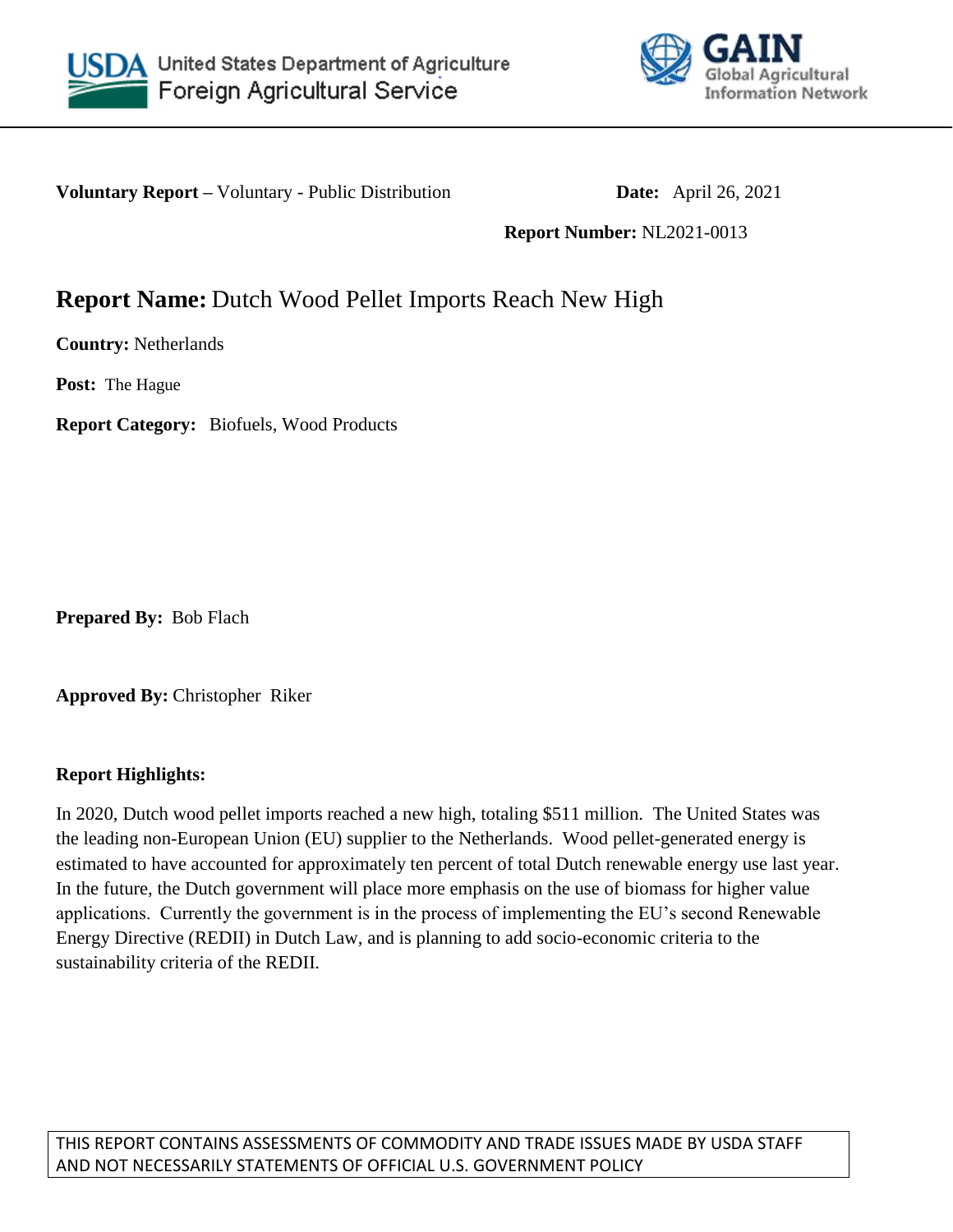United States Department of Agriculture
Foreign Agricultural Service

GAIN
Global Agricultural Information Network

**Voluntary Report –** Voluntary - Public Distribution **Date:** April 26, 2021

**Report Number:** NL2021-0013

# **Report Name:** Dutch Wood Pellet Imports Reach New High

**Country:** Netherlands

**Post:** The Hague

**Report Category:** Biofuels, Wood Products

**Prepared By:** Bob Flach

**Approved By:** Christopher Riker

**Report Highlights:**

In 2020, Dutch wood pellet imports reached a new high, totaling $511 million. The United States was the leading non-European Union (EU) supplier to the Netherlands. Wood pellet-generated energy is estimated to have accounted for approximately ten percent of total Dutch renewable energy use last year. In the future, the Dutch government will place more emphasis on the use of biomass for higher value applications. Currently the government is in the process of implementing the EU's second Renewable Energy Directive (REDII) in Dutch Law, and is planning to add socio-economic criteria to the sustainability criteria of the REDII.

THIS REPORT CONTAINS ASSESSMENTS OF COMMODITY AND TRADE ISSUES MADE BY USDA STAFF AND NOT NECESSARILY STATEMENTS OF OFFICIAL U.S. GOVERNMENT POLICY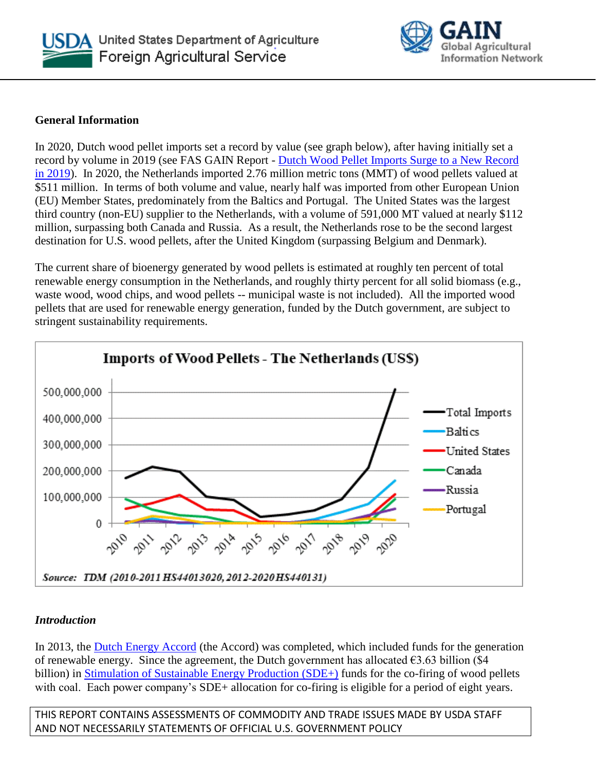**General Information**

In 2020, Dutch wood pellet imports set a record by value (see graph below), after having initially set a record by volume in 2019 (see FAS GAIN Report - Dutch Wood Pellet Imports Surge to a New Record in 2019). In 2020, the Netherlands imported 2.76 million metric tons (MMT) of wood pellets valued at $511 million. In terms of both volume and value, nearly half was imported from other European Union (EU) Member States, predominately from the Baltics and Portugal. The United States was the largest third country (non-EU) supplier to the Netherlands, with a volume of 591,000 MT valued at nearly $112 million, surpassing both Canada and Russia. As a result, the Netherlands rose to be the second largest destination for U.S. wood pellets, after the United Kingdom (surpassing Belgium and Denmark).

The current share of bioenergy generated by wood pellets is estimated at roughly ten percent of total renewable energy consumption in the Netherlands, and roughly thirty percent for all solid biomass (e.g., waste wood, wood chips, and wood pellets -- municipal waste is not included). All the imported wood pellets that are used for renewable energy generation, funded by the Dutch government, are subject to stringent sustainability requirements.

**Imports of Wood Pellets - The Netherlands (US$)**

*Source: TDM (2010-2011 HS44013020, 2012-2020 HS440131)*

***Introduction***

In 2013, the Dutch Energy Accord (the Accord) was completed, which included funds for the generation of renewable energy. Since the agreement, the Dutch government has allocated €3.63 billion ($4 billion) in Stimulation of Sustainable Energy Production (SDE+) funds for the co-firing of wood pellets with coal. Each power company's SDE+ allocation for co-firing is eligible for a period of eight years.

THIS REPORT CONTAINS ASSESSMENTS OF COMMODITY AND TRADE ISSUES MADE BY USDA STAFF AND NOT NECESSARILY STATEMENTS OF OFFICIAL U.S. GOVERNMENT POLICY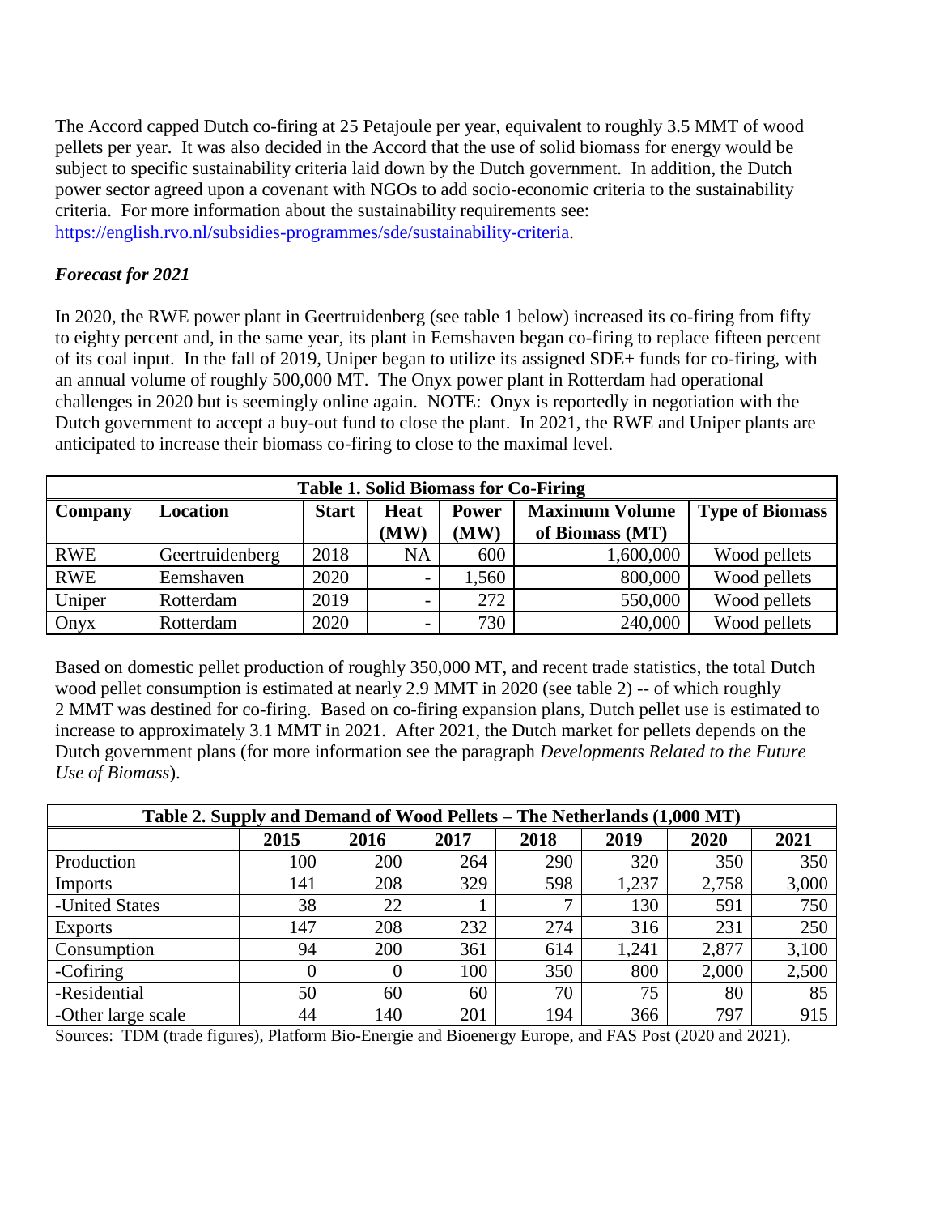The Accord capped Dutch co-firing at 25 Petajoule per year, equivalent to roughly 3.5 MMT of wood pellets per year. It was also decided in the Accord that the use of solid biomass for energy would be subject to specific sustainability criteria laid down by the Dutch government. In addition, the Dutch power sector agreed upon a covenant with NGOs to add socio-economic criteria to the sustainability criteria. For more information about the sustainability requirements see: https://english.rvo.nl/subsidies-programmes/sde/sustainability-criteria.

### *Forecast for 2021*

In 2020, the RWE power plant in Geertruidenberg (see table 1 below) increased its co-firing from fifty to eighty percent and, in the same year, its plant in Eemshaven began co-firing to replace fifteen percent of its coal input. In the fall of 2019, Uniper began to utilize its assigned SDE+ funds for co-firing, with an annual volume of roughly 500,000 MT. The Onyx power plant in Rotterdam had operational challenges in 2020 but is seemingly online again. NOTE: Onyx is reportedly in negotiation with the Dutch government to accept a buy-out fund to close the plant. In 2021, the RWE and Uniper plants are anticipated to increase their biomass co-firing to close to the maximal level.

| **Table 1. Solid Biomass for Co-Firing** | | | | | | |
|---|---|---|---|---|---|---|
| **Company** | **Location** | **Start** | **Heat (MW)** | **Power (MW)** | **Maximum Volume of Biomass (MT)** | **Type of Biomass** |
| RWE | Geertruidenberg | 2018 | NA | 600 | 1,600,000 | Wood pellets |
| RWE | Eemshaven | 2020 | - | 1,560 | 800,000 | Wood pellets |
| Uniper | Rotterdam | 2019 | - | 272 | 550,000 | Wood pellets |
| Onyx | Rotterdam | 2020 | - | 730 | 240,000 | Wood pellets |

Based on domestic pellet production of roughly 350,000 MT, and recent trade statistics, the total Dutch wood pellet consumption is estimated at nearly 2.9 MMT in 2020 (see table 2) -- of which roughly 2 MMT was destined for co-firing. Based on co-firing expansion plans, Dutch pellet use is estimated to increase to approximately 3.1 MMT in 2021. After 2021, the Dutch market for pellets depends on the Dutch government plans (for more information see the paragraph *Developments Related to the Future Use of Biomass*).

| **Table 2. Supply and Demand of Wood Pellets – The Netherlands (1,000 MT)** | | | | | | | |
|---|---|---|---|---|---|---|---|
| | **2015** | **2016** | **2017** | **2018** | **2019** | **2020** | **2021** |
| Production | 100 | 200 | 264 | 290 | 320 | 350 | 350 |
| Imports | 141 | 208 | 329 | 598 | 1,237 | 2,758 | 3,000 |
| -United States | 38 | 22 | 1 | 7 | 130 | 591 | 750 |
| Exports | 147 | 208 | 232 | 274 | 316 | 231 | 250 |
| Consumption | 94 | 200 | 361 | 614 | 1,241 | 2,877 | 3,100 |
| -Cofiring | 0 | 0 | 100 | 350 | 800 | 2,000 | 2,500 |
| -Residential | 50 | 60 | 60 | 70 | 75 | 80 | 85 |
| -Other large scale | 44 | 140 | 201 | 194 | 366 | 797 | 915 |

Sources: TDM (trade figures), Platform Bio-Energie and Bioenergy Europe, and FAS Post (2020 and 2021).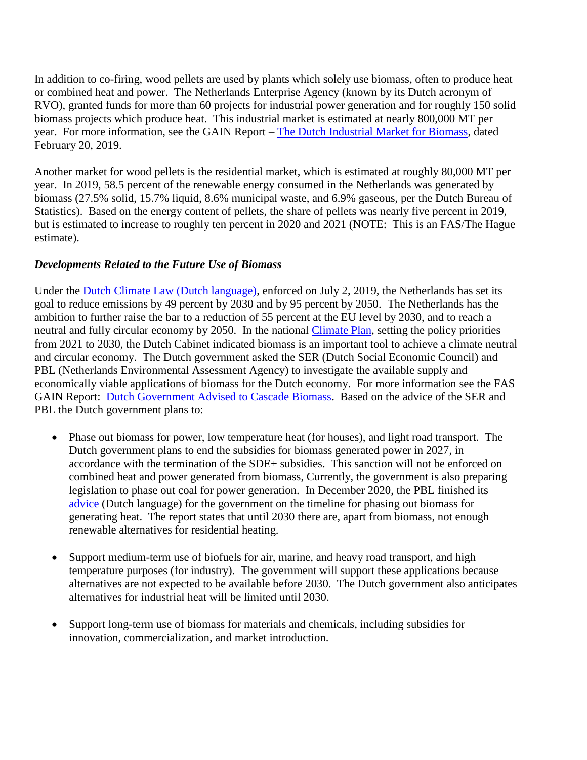In addition to co-firing, wood pellets are used by plants which solely use biomass, often to produce heat or combined heat and power. The Netherlands Enterprise Agency (known by its Dutch acronym of RVO), granted funds for more than 60 projects for industrial power generation and for roughly 150 solid biomass projects which produce heat. This industrial market is estimated at nearly 800,000 MT per year. For more information, see the GAIN Report – The Dutch Industrial Market for Biomass, dated February 20, 2019.

Another market for wood pellets is the residential market, which is estimated at roughly 80,000 MT per year. In 2019, 58.5 percent of the renewable energy consumed in the Netherlands was generated by biomass (27.5% solid, 15.7% liquid, 8.6% municipal waste, and 6.9% gaseous, per the Dutch Bureau of Statistics). Based on the energy content of pellets, the share of pellets was nearly five percent in 2019, but is estimated to increase to roughly ten percent in 2020 and 2021 (NOTE: This is an FAS/The Hague estimate).

***Developments Related to the Future Use of Biomass***

Under the Dutch Climate Law (Dutch language), enforced on July 2, 2019, the Netherlands has set its goal to reduce emissions by 49 percent by 2030 and by 95 percent by 2050. The Netherlands has the ambition to further raise the bar to a reduction of 55 percent at the EU level by 2030, and to reach a neutral and fully circular economy by 2050. In the national Climate Plan, setting the policy priorities from 2021 to 2030, the Dutch Cabinet indicated biomass is an important tool to achieve a climate neutral and circular economy. The Dutch government asked the SER (Dutch Social Economic Council) and PBL (Netherlands Environmental Assessment Agency) to investigate the available supply and economically viable applications of biomass for the Dutch economy. For more information see the FAS GAIN Report: Dutch Government Advised to Cascade Biomass. Based on the advice of the SER and PBL the Dutch government plans to:

- Phase out biomass for power, low temperature heat (for houses), and light road transport. The Dutch government plans to end the subsidies for biomass generated power in 2027, in accordance with the termination of the SDE+ subsidies. This sanction will not be enforced on combined heat and power generated from biomass, Currently, the government is also preparing legislation to phase out coal for power generation. In December 2020, the PBL finished its advice (Dutch language) for the government on the timeline for phasing out biomass for generating heat. The report states that until 2030 there are, apart from biomass, not enough renewable alternatives for residential heating.

- Support medium-term use of biofuels for air, marine, and heavy road transport, and high temperature purposes (for industry). The government will support these applications because alternatives are not expected to be available before 2030. The Dutch government also anticipates alternatives for industrial heat will be limited until 2030.

- Support long-term use of biomass for materials and chemicals, including subsidies for innovation, commercialization, and market introduction.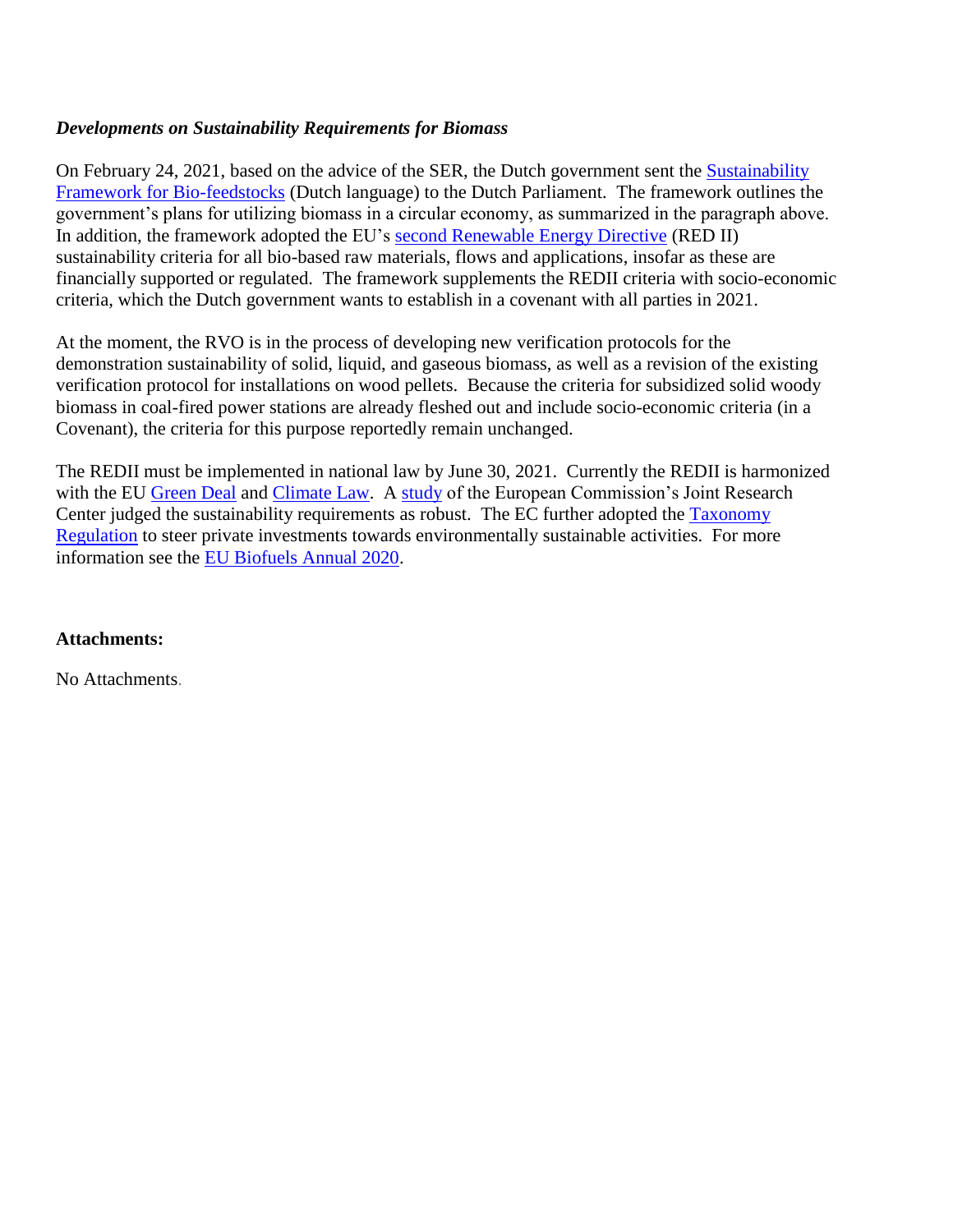***Developments on Sustainability Requirements for Biomass***

On February 24, 2021, based on the advice of the SER, the Dutch government sent the Sustainability Framework for Bio-feedstocks (Dutch language) to the Dutch Parliament. The framework outlines the government's plans for utilizing biomass in a circular economy, as summarized in the paragraph above. In addition, the framework adopted the EU's second Renewable Energy Directive (RED II) sustainability criteria for all bio-based raw materials, flows and applications, insofar as these are financially supported or regulated. The framework supplements the REDII criteria with socio-economic criteria, which the Dutch government wants to establish in a covenant with all parties in 2021.

At the moment, the RVO is in the process of developing new verification protocols for the demonstration sustainability of solid, liquid, and gaseous biomass, as well as a revision of the existing verification protocol for installations on wood pellets. Because the criteria for subsidized solid woody biomass in coal-fired power stations are already fleshed out and include socio-economic criteria (in a Covenant), the criteria for this purpose reportedly remain unchanged.

The REDII must be implemented in national law by June 30, 2021. Currently the REDII is harmonized with the EU Green Deal and Climate Law. A study of the European Commission's Joint Research Center judged the sustainability requirements as robust. The EC further adopted the Taxonomy Regulation to steer private investments towards environmentally sustainable activities. For more information see the EU Biofuels Annual 2020.

**Attachments:**

No Attachments.